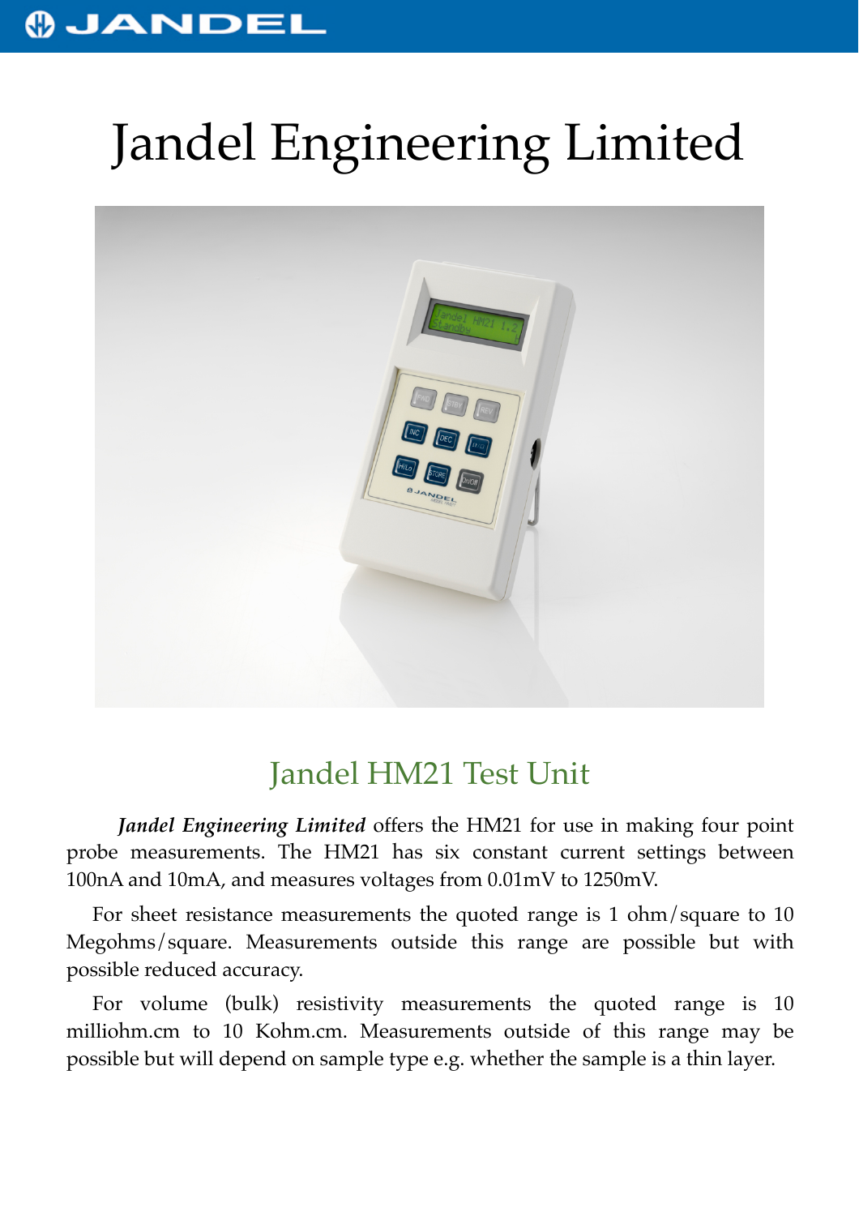# Jandel Engineering Limited

## Jandel HM21 Test Unit

***Jandel Engineering Limited*** offers the HM21 for use in making four point probe measurements. The HM21 has six constant current settings between 100nA and 10mA, and measures voltages from 0.01mV to 1250mV.

For sheet resistance measurements the quoted range is 1 ohm/square to 10 Megohms/square. Measurements outside this range are possible but with possible reduced accuracy.

For volume (bulk) resistivity measurements the quoted range is 10 milliohm.cm to 10 Kohm.cm. Measurements outside of this range may be possible but will depend on sample type e.g. whether the sample is a thin layer.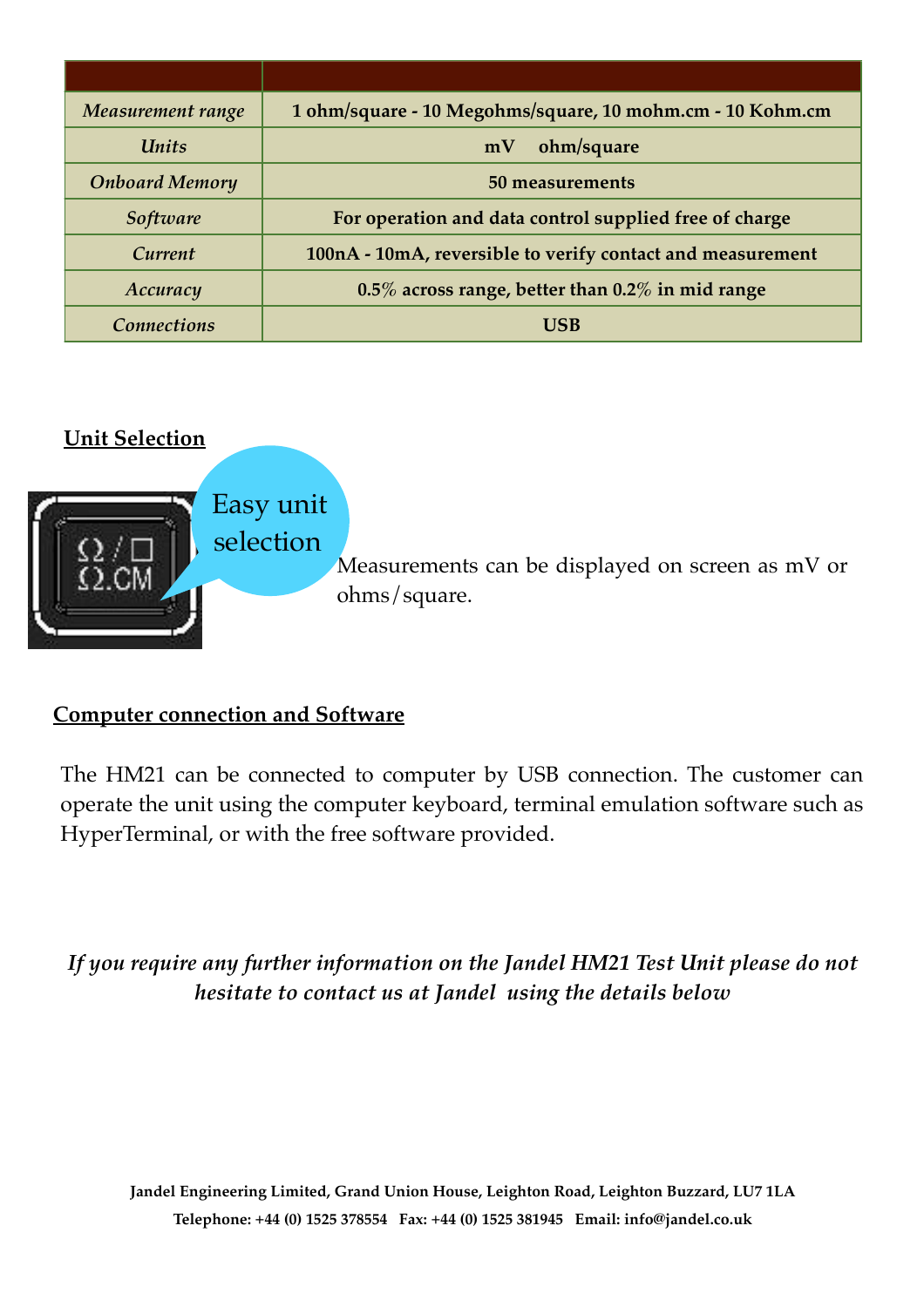| | |
|---|---|
| *Measurement range* | **1 ohm/square - 10 Megohms/square, 10 mohm.cm - 10 Kohm.cm** |
| *Units* | **mV     ohm/square** |
| *Onboard Memory* | **50 measurements** |
| *Software* | **For operation and data control supplied free of charge** |
| *Current* | **100nA - 10mA, reversible to verify contact and measurement** |
| *Accuracy* | **0.5% across range, better than 0.2% in mid range** |
| *Connections* | **USB** |

**Unit Selection**

Easy unit selection

Measurements can be displayed on screen as mV or ohms/square.

**Computer connection and Software**

The HM21 can be connected to computer by USB connection. The customer can operate the unit using the computer keyboard, terminal emulation software such as HyperTerminal, or with the free software provided.

***If you require any further information on the Jandel HM21 Test Unit please do not hesitate to contact us at Jandel using the details below***

**Jandel Engineering Limited, Grand Union House, Leighton Road, Leighton Buzzard, LU7 1LA**

**Telephone: +44 (0) 1525 378554   Fax: +44 (0) 1525 381945   Email: info@jandel.co.uk**